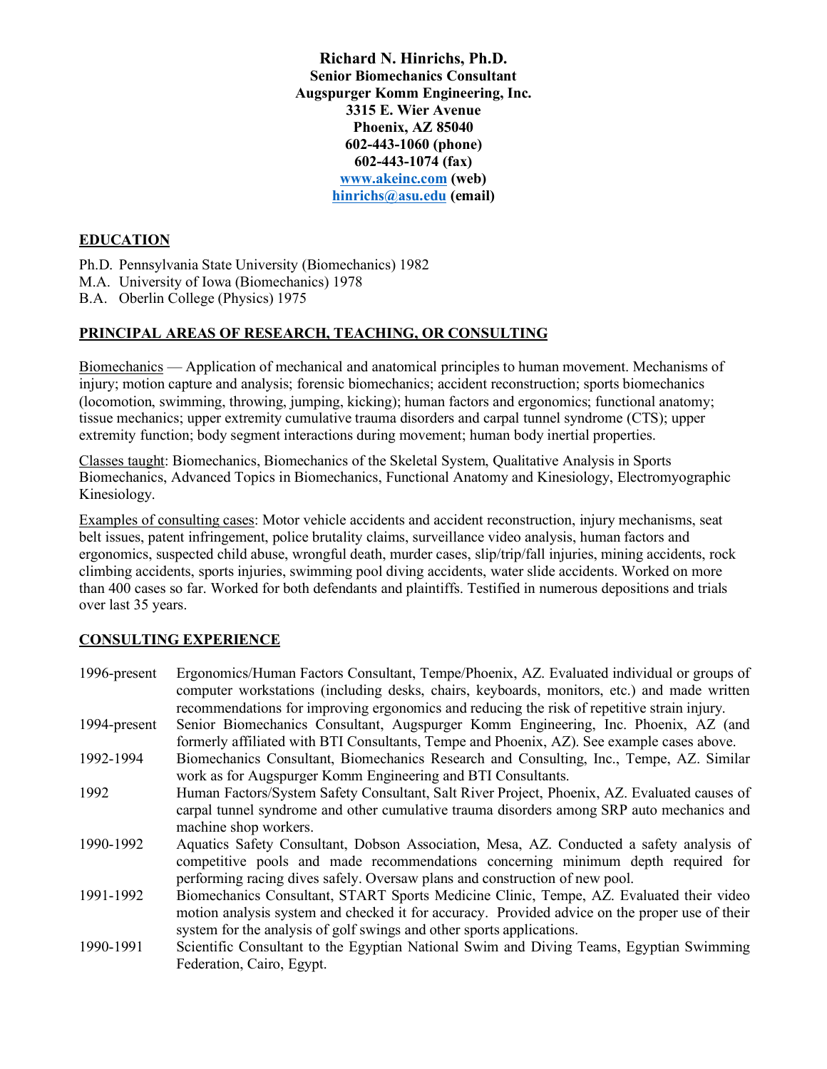**Richard N. Hinrichs, Ph.D.**
**Senior Biomechanics Consultant**
**Augspurger Komm Engineering, Inc.**
**3315 E. Wier Avenue**
**Phoenix, AZ 85040**
**602-443-1060 (phone)**
**602-443-1074 (fax)**
**[www.akeinc.com](http://www.akeinc.com) (web)**
**[hinrichs@asu.edu](mailto:hinrichs@asu.edu) (email)**

## EDUCATION

Ph.D. Pennsylvania State University (Biomechanics) 1982
M.A. University of Iowa (Biomechanics) 1978
B.A. Oberlin College (Physics) 1975

## PRINCIPAL AREAS OF RESEARCH, TEACHING, OR CONSULTING

Biomechanics — Application of mechanical and anatomical principles to human movement. Mechanisms of injury; motion capture and analysis; forensic biomechanics; accident reconstruction; sports biomechanics (locomotion, swimming, throwing, jumping, kicking); human factors and ergonomics; functional anatomy; tissue mechanics; upper extremity cumulative trauma disorders and carpal tunnel syndrome (CTS); upper extremity function; body segment interactions during movement; human body inertial properties.

Classes taught: Biomechanics, Biomechanics of the Skeletal System, Qualitative Analysis in Sports Biomechanics, Advanced Topics in Biomechanics, Functional Anatomy and Kinesiology, Electromyographic Kinesiology.

Examples of consulting cases: Motor vehicle accidents and accident reconstruction, injury mechanisms, seat belt issues, patent infringement, police brutality claims, surveillance video analysis, human factors and ergonomics, suspected child abuse, wrongful death, murder cases, slip/trip/fall injuries, mining accidents, rock climbing accidents, sports injuries, swimming pool diving accidents, water slide accidents. Worked on more than 400 cases so far. Worked for both defendants and plaintiffs. Testified in numerous depositions and trials over last 35 years.

## CONSULTING EXPERIENCE

1996-present Ergonomics/Human Factors Consultant, Tempe/Phoenix, AZ. Evaluated individual or groups of computer workstations (including desks, chairs, keyboards, monitors, etc.) and made written recommendations for improving ergonomics and reducing the risk of repetitive strain injury.

1994-present Senior Biomechanics Consultant, Augspurger Komm Engineering, Inc. Phoenix, AZ (and formerly affiliated with BTI Consultants, Tempe and Phoenix, AZ). See example cases above.

1992-1994 Biomechanics Consultant, Biomechanics Research and Consulting, Inc., Tempe, AZ. Similar work as for Augspurger Komm Engineering and BTI Consultants.

1992 Human Factors/System Safety Consultant, Salt River Project, Phoenix, AZ. Evaluated causes of carpal tunnel syndrome and other cumulative trauma disorders among SRP auto mechanics and machine shop workers.

1990-1992 Aquatics Safety Consultant, Dobson Association, Mesa, AZ. Conducted a safety analysis of competitive pools and made recommendations concerning minimum depth required for performing racing dives safely. Oversaw plans and construction of new pool.

1991-1992 Biomechanics Consultant, START Sports Medicine Clinic, Tempe, AZ. Evaluated their video motion analysis system and checked it for accuracy. Provided advice on the proper use of their system for the analysis of golf swings and other sports applications.

1990-1991 Scientific Consultant to the Egyptian National Swim and Diving Teams, Egyptian Swimming Federation, Cairo, Egypt.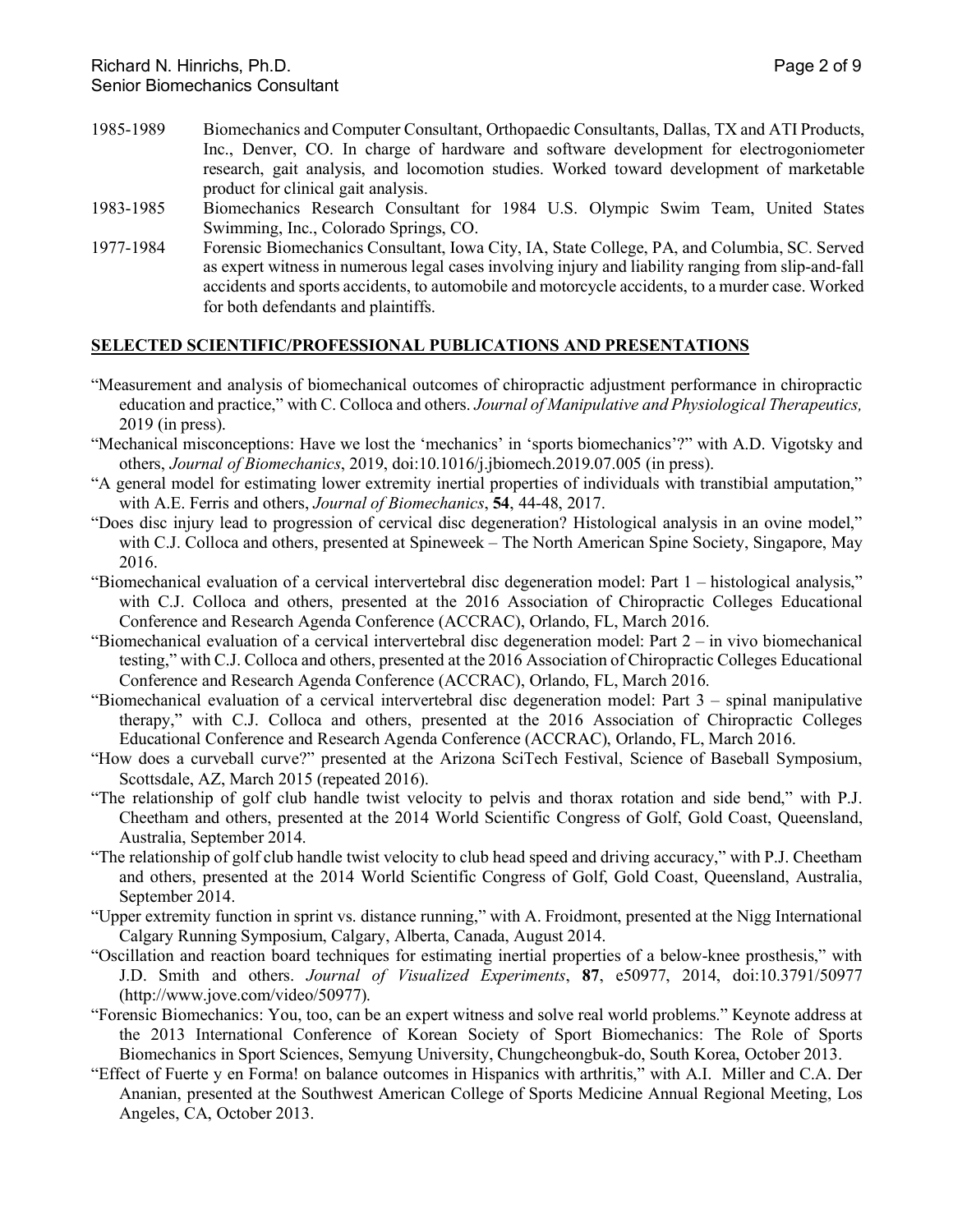1985-1989 Biomechanics and Computer Consultant, Orthopaedic Consultants, Dallas, TX and ATI Products, Inc., Denver, CO. In charge of hardware and software development for electrogoniometer research, gait analysis, and locomotion studies. Worked toward development of marketable product for clinical gait analysis.

1983-1985 Biomechanics Research Consultant for 1984 U.S. Olympic Swim Team, United States Swimming, Inc., Colorado Springs, CO.

1977-1984 Forensic Biomechanics Consultant, Iowa City, IA, State College, PA, and Columbia, SC. Served as expert witness in numerous legal cases involving injury and liability ranging from slip-and-fall accidents and sports accidents, to automobile and motorcycle accidents, to a murder case. Worked for both defendants and plaintiffs.

## SELECTED SCIENTIFIC/PROFESSIONAL PUBLICATIONS AND PRESENTATIONS

"Measurement and analysis of biomechanical outcomes of chiropractic adjustment performance in chiropractic education and practice," with C. Colloca and others. *Journal of Manipulative and Physiological Therapeutics,* 2019 (in press).

"Mechanical misconceptions: Have we lost the 'mechanics' in 'sports biomechanics'?" with A.D. Vigotsky and others, *Journal of Biomechanics*, 2019, doi:10.1016/j.jbiomech.2019.07.005 (in press).

"A general model for estimating lower extremity inertial properties of individuals with transtibial amputation," with A.E. Ferris and others, *Journal of Biomechanics*, **54**, 44-48, 2017.

"Does disc injury lead to progression of cervical disc degeneration? Histological analysis in an ovine model," with C.J. Colloca and others, presented at Spineweek – The North American Spine Society, Singapore, May 2016.

"Biomechanical evaluation of a cervical intervertebral disc degeneration model: Part 1 – histological analysis," with C.J. Colloca and others, presented at the 2016 Association of Chiropractic Colleges Educational Conference and Research Agenda Conference (ACCRAC), Orlando, FL, March 2016.

"Biomechanical evaluation of a cervical intervertebral disc degeneration model: Part 2 – in vivo biomechanical testing," with C.J. Colloca and others, presented at the 2016 Association of Chiropractic Colleges Educational Conference and Research Agenda Conference (ACCRAC), Orlando, FL, March 2016.

"Biomechanical evaluation of a cervical intervertebral disc degeneration model: Part 3 – spinal manipulative therapy," with C.J. Colloca and others, presented at the 2016 Association of Chiropractic Colleges Educational Conference and Research Agenda Conference (ACCRAC), Orlando, FL, March 2016.

"How does a curveball curve?" presented at the Arizona SciTech Festival, Science of Baseball Symposium, Scottsdale, AZ, March 2015 (repeated 2016).

"The relationship of golf club handle twist velocity to pelvis and thorax rotation and side bend," with P.J. Cheetham and others, presented at the 2014 World Scientific Congress of Golf, Gold Coast, Queensland, Australia, September 2014.

"The relationship of golf club handle twist velocity to club head speed and driving accuracy," with P.J. Cheetham and others, presented at the 2014 World Scientific Congress of Golf, Gold Coast, Queensland, Australia, September 2014.

"Upper extremity function in sprint vs. distance running," with A. Froidmont, presented at the Nigg International Calgary Running Symposium, Calgary, Alberta, Canada, August 2014.

"Oscillation and reaction board techniques for estimating inertial properties of a below-knee prosthesis," with J.D. Smith and others. *Journal of Visualized Experiments*, **87**, e50977, 2014, doi:10.3791/50977 (http://www.jove.com/video/50977).

"Forensic Biomechanics: You, too, can be an expert witness and solve real world problems." Keynote address at the 2013 International Conference of Korean Society of Sport Biomechanics: The Role of Sports Biomechanics in Sport Sciences, Semyung University, Chungcheongbuk-do, South Korea, October 2013.

"Effect of Fuerte y en Forma! on balance outcomes in Hispanics with arthritis," with A.I. Miller and C.A. Der Ananian, presented at the Southwest American College of Sports Medicine Annual Regional Meeting, Los Angeles, CA, October 2013.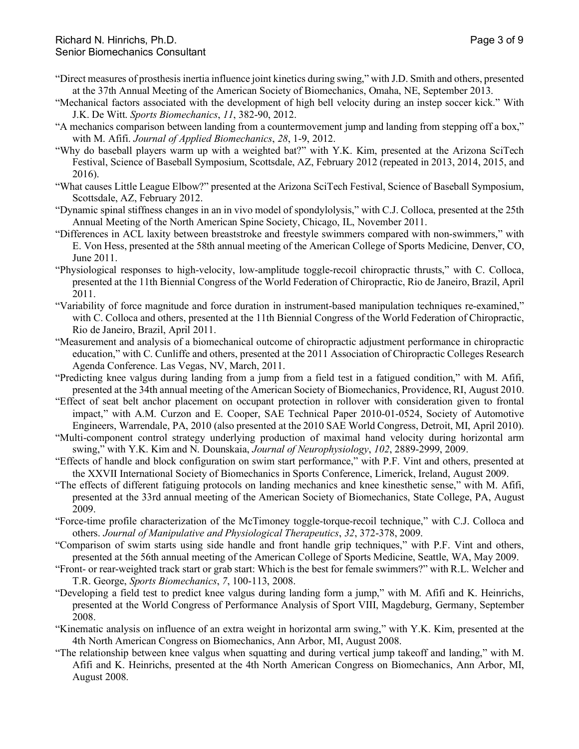"Direct measures of prosthesis inertia influence joint kinetics during swing," with J.D. Smith and others, presented at the 37th Annual Meeting of the American Society of Biomechanics, Omaha, NE, September 2013.

"Mechanical factors associated with the development of high bell velocity during an instep soccer kick." With J.K. De Witt. *Sports Biomechanics*, *11*, 382-90, 2012.

"A mechanics comparison between landing from a countermovement jump and landing from stepping off a box," with M. Afifi. *Journal of Applied Biomechanics*, *28*, 1-9, 2012.

"Why do baseball players warm up with a weighted bat?" with Y.K. Kim, presented at the Arizona SciTech Festival, Science of Baseball Symposium, Scottsdale, AZ, February 2012 (repeated in 2013, 2014, 2015, and 2016).

"What causes Little League Elbow?" presented at the Arizona SciTech Festival, Science of Baseball Symposium, Scottsdale, AZ, February 2012.

"Dynamic spinal stiffness changes in an in vivo model of spondylolysis," with C.J. Colloca, presented at the 25th Annual Meeting of the North American Spine Society, Chicago, IL, November 2011.

"Differences in ACL laxity between breaststroke and freestyle swimmers compared with non-swimmers," with E. Von Hess, presented at the 58th annual meeting of the American College of Sports Medicine, Denver, CO, June 2011.

"Physiological responses to high-velocity, low-amplitude toggle-recoil chiropractic thrusts," with C. Colloca, presented at the 11th Biennial Congress of the World Federation of Chiropractic, Rio de Janeiro, Brazil, April 2011.

"Variability of force magnitude and force duration in instrument-based manipulation techniques re-examined," with C. Colloca and others, presented at the 11th Biennial Congress of the World Federation of Chiropractic, Rio de Janeiro, Brazil, April 2011.

"Measurement and analysis of a biomechanical outcome of chiropractic adjustment performance in chiropractic education," with C. Cunliffe and others, presented at the 2011 Association of Chiropractic Colleges Research Agenda Conference. Las Vegas, NV, March, 2011.

"Predicting knee valgus during landing from a jump from a field test in a fatigued condition," with M. Afifi, presented at the 34th annual meeting of the American Society of Biomechanics, Providence, RI, August 2010.

"Effect of seat belt anchor placement on occupant protection in rollover with consideration given to frontal impact," with A.M. Curzon and E. Cooper, SAE Technical Paper 2010-01-0524, Society of Automotive Engineers, Warrendale, PA, 2010 (also presented at the 2010 SAE World Congress, Detroit, MI, April 2010).

"Multi-component control strategy underlying production of maximal hand velocity during horizontal arm swing," with Y.K. Kim and N. Dounskaia, *Journal of Neurophysiology*, *102*, 2889-2999, 2009.

"Effects of handle and block configuration on swim start performance," with P.F. Vint and others, presented at the XXVII International Society of Biomechanics in Sports Conference, Limerick, Ireland, August 2009.

"The effects of different fatiguing protocols on landing mechanics and knee kinesthetic sense," with M. Afifi, presented at the 33rd annual meeting of the American Society of Biomechanics, State College, PA, August 2009.

"Force-time profile characterization of the McTimoney toggle-torque-recoil technique," with C.J. Colloca and others. *Journal of Manipulative and Physiological Therapeutics*, *32*, 372-378, 2009.

"Comparison of swim starts using side handle and front handle grip techniques," with P.F. Vint and others, presented at the 56th annual meeting of the American College of Sports Medicine, Seattle, WA, May 2009.

"Front- or rear-weighted track start or grab start: Which is the best for female swimmers?" with R.L. Welcher and T.R. George, *Sports Biomechanics*, *7*, 100-113, 2008.

"Developing a field test to predict knee valgus during landing form a jump," with M. Afifi and K. Heinrichs, presented at the World Congress of Performance Analysis of Sport VIII, Magdeburg, Germany, September 2008.

"Kinematic analysis on influence of an extra weight in horizontal arm swing," with Y.K. Kim, presented at the 4th North American Congress on Biomechanics, Ann Arbor, MI, August 2008.

"The relationship between knee valgus when squatting and during vertical jump takeoff and landing," with M. Afifi and K. Heinrichs, presented at the 4th North American Congress on Biomechanics, Ann Arbor, MI, August 2008.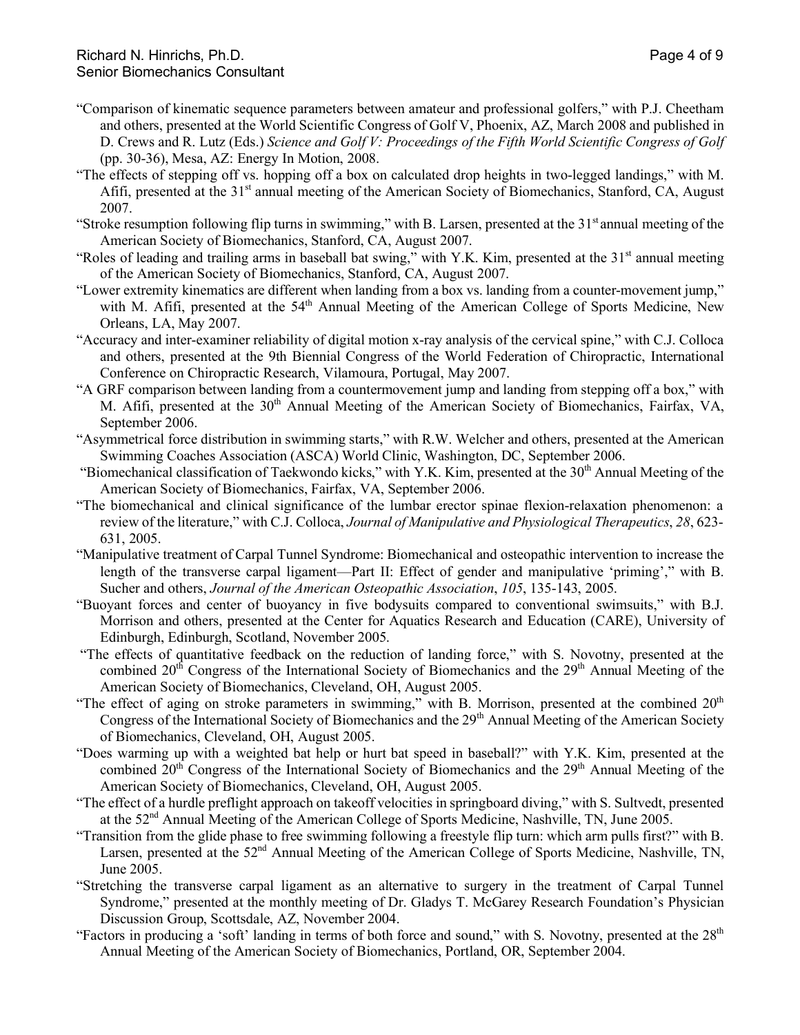"Comparison of kinematic sequence parameters between amateur and professional golfers," with P.J. Cheetham and others, presented at the World Scientific Congress of Golf V, Phoenix, AZ, March 2008 and published in D. Crews and R. Lutz (Eds.) *Science and Golf V: Proceedings of the Fifth World Scientific Congress of Golf* (pp. 30-36), Mesa, AZ: Energy In Motion, 2008.

"The effects of stepping off vs. hopping off a box on calculated drop heights in two-legged landings," with M. Afifi, presented at the 31st annual meeting of the American Society of Biomechanics, Stanford, CA, August 2007.

"Stroke resumption following flip turns in swimming," with B. Larsen, presented at the 31st annual meeting of the American Society of Biomechanics, Stanford, CA, August 2007.

"Roles of leading and trailing arms in baseball bat swing," with Y.K. Kim, presented at the 31st annual meeting of the American Society of Biomechanics, Stanford, CA, August 2007.

"Lower extremity kinematics are different when landing from a box vs. landing from a counter-movement jump," with M. Afifi, presented at the 54th Annual Meeting of the American College of Sports Medicine, New Orleans, LA, May 2007.

"Accuracy and inter-examiner reliability of digital motion x-ray analysis of the cervical spine," with C.J. Colloca and others, presented at the 9th Biennial Congress of the World Federation of Chiropractic, International Conference on Chiropractic Research, Vilamoura, Portugal, May 2007.

"A GRF comparison between landing from a countermovement jump and landing from stepping off a box," with M. Afifi, presented at the 30th Annual Meeting of the American Society of Biomechanics, Fairfax, VA, September 2006.

"Asymmetrical force distribution in swimming starts," with R.W. Welcher and others, presented at the American Swimming Coaches Association (ASCA) World Clinic, Washington, DC, September 2006.

"Biomechanical classification of Taekwondo kicks," with Y.K. Kim, presented at the 30th Annual Meeting of the American Society of Biomechanics, Fairfax, VA, September 2006.

"The biomechanical and clinical significance of the lumbar erector spinae flexion-relaxation phenomenon: a review of the literature," with C.J. Colloca, *Journal of Manipulative and Physiological Therapeutics*, *28*, 623-631, 2005.

"Manipulative treatment of Carpal Tunnel Syndrome: Biomechanical and osteopathic intervention to increase the length of the transverse carpal ligament—Part II: Effect of gender and manipulative 'priming'," with B. Sucher and others, *Journal of the American Osteopathic Association*, *105*, 135-143, 2005.

"Buoyant forces and center of buoyancy in five bodysuits compared to conventional swimsuits," with B.J. Morrison and others, presented at the Center for Aquatics Research and Education (CARE), University of Edinburgh, Edinburgh, Scotland, November 2005.

"The effects of quantitative feedback on the reduction of landing force," with S. Novotny, presented at the combined 20th Congress of the International Society of Biomechanics and the 29th Annual Meeting of the American Society of Biomechanics, Cleveland, OH, August 2005.

"The effect of aging on stroke parameters in swimming," with B. Morrison, presented at the combined 20th Congress of the International Society of Biomechanics and the 29th Annual Meeting of the American Society of Biomechanics, Cleveland, OH, August 2005.

"Does warming up with a weighted bat help or hurt bat speed in baseball?" with Y.K. Kim, presented at the combined 20th Congress of the International Society of Biomechanics and the 29th Annual Meeting of the American Society of Biomechanics, Cleveland, OH, August 2005.

"The effect of a hurdle preflight approach on takeoff velocities in springboard diving," with S. Sultvedt, presented at the 52nd Annual Meeting of the American College of Sports Medicine, Nashville, TN, June 2005.

"Transition from the glide phase to free swimming following a freestyle flip turn: which arm pulls first?" with B. Larsen, presented at the 52nd Annual Meeting of the American College of Sports Medicine, Nashville, TN, June 2005.

"Stretching the transverse carpal ligament as an alternative to surgery in the treatment of Carpal Tunnel Syndrome," presented at the monthly meeting of Dr. Gladys T. McGarey Research Foundation's Physician Discussion Group, Scottsdale, AZ, November 2004.

"Factors in producing a 'soft' landing in terms of both force and sound," with S. Novotny, presented at the 28th Annual Meeting of the American Society of Biomechanics, Portland, OR, September 2004.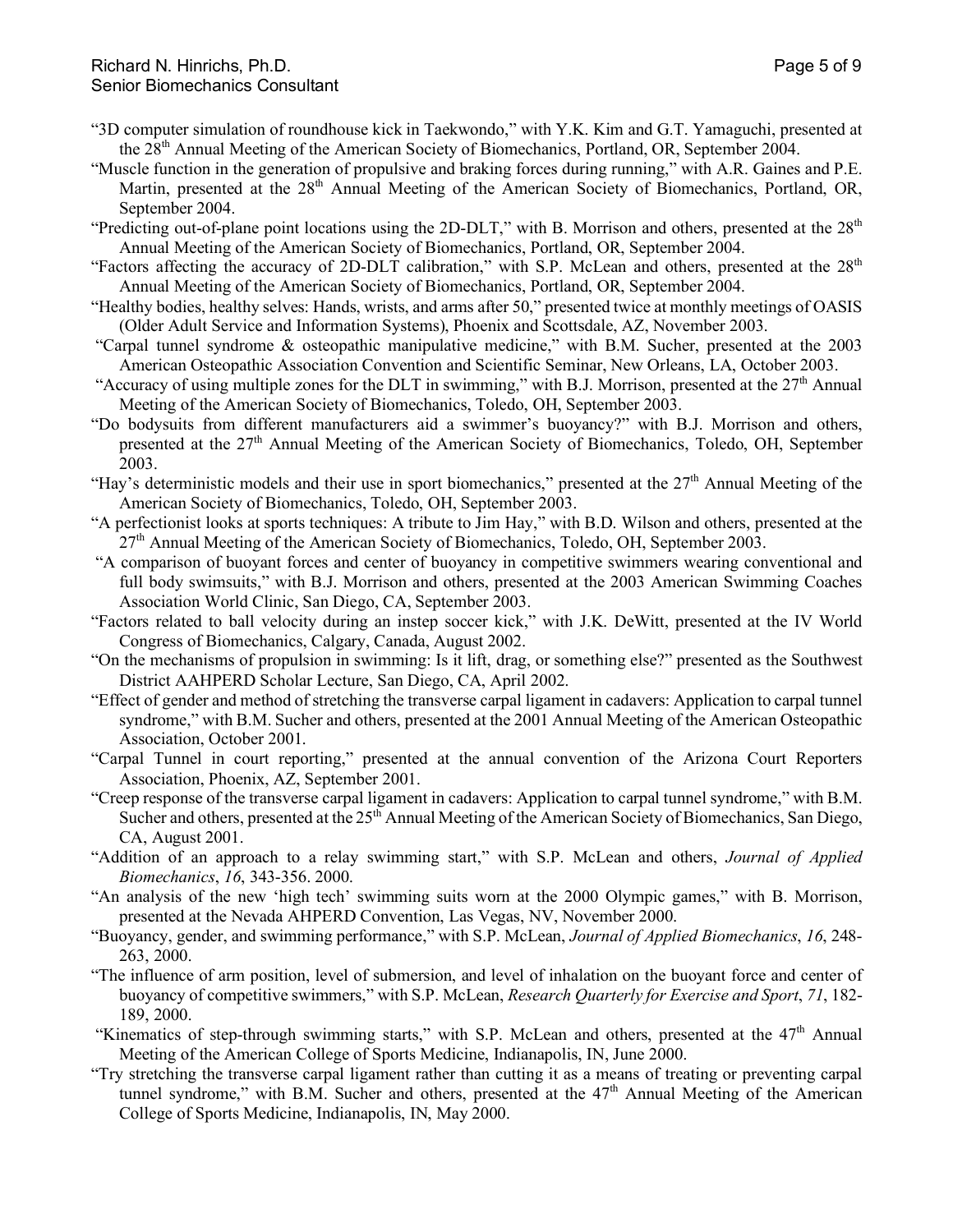"3D computer simulation of roundhouse kick in Taekwondo," with Y.K. Kim and G.T. Yamaguchi, presented at the 28th Annual Meeting of the American Society of Biomechanics, Portland, OR, September 2004.

"Muscle function in the generation of propulsive and braking forces during running," with A.R. Gaines and P.E. Martin, presented at the 28th Annual Meeting of the American Society of Biomechanics, Portland, OR, September 2004.

"Predicting out-of-plane point locations using the 2D-DLT," with B. Morrison and others, presented at the 28th Annual Meeting of the American Society of Biomechanics, Portland, OR, September 2004.

"Factors affecting the accuracy of 2D-DLT calibration," with S.P. McLean and others, presented at the 28th Annual Meeting of the American Society of Biomechanics, Portland, OR, September 2004.

"Healthy bodies, healthy selves: Hands, wrists, and arms after 50," presented twice at monthly meetings of OASIS (Older Adult Service and Information Systems), Phoenix and Scottsdale, AZ, November 2003.

"Carpal tunnel syndrome & osteopathic manipulative medicine," with B.M. Sucher, presented at the 2003 American Osteopathic Association Convention and Scientific Seminar, New Orleans, LA, October 2003.

"Accuracy of using multiple zones for the DLT in swimming," with B.J. Morrison, presented at the 27th Annual Meeting of the American Society of Biomechanics, Toledo, OH, September 2003.

"Do bodysuits from different manufacturers aid a swimmer's buoyancy?" with B.J. Morrison and others, presented at the 27th Annual Meeting of the American Society of Biomechanics, Toledo, OH, September 2003.

"Hay's deterministic models and their use in sport biomechanics," presented at the 27th Annual Meeting of the American Society of Biomechanics, Toledo, OH, September 2003.

"A perfectionist looks at sports techniques: A tribute to Jim Hay," with B.D. Wilson and others, presented at the 27th Annual Meeting of the American Society of Biomechanics, Toledo, OH, September 2003.

"A comparison of buoyant forces and center of buoyancy in competitive swimmers wearing conventional and full body swimsuits," with B.J. Morrison and others, presented at the 2003 American Swimming Coaches Association World Clinic, San Diego, CA, September 2003.

"Factors related to ball velocity during an instep soccer kick," with J.K. DeWitt, presented at the IV World Congress of Biomechanics, Calgary, Canada, August 2002.

"On the mechanisms of propulsion in swimming: Is it lift, drag, or something else?" presented as the Southwest District AAHPERD Scholar Lecture, San Diego, CA, April 2002.

"Effect of gender and method of stretching the transverse carpal ligament in cadavers: Application to carpal tunnel syndrome," with B.M. Sucher and others, presented at the 2001 Annual Meeting of the American Osteopathic Association, October 2001.

"Carpal Tunnel in court reporting," presented at the annual convention of the Arizona Court Reporters Association, Phoenix, AZ, September 2001.

"Creep response of the transverse carpal ligament in cadavers: Application to carpal tunnel syndrome," with B.M. Sucher and others, presented at the 25th Annual Meeting of the American Society of Biomechanics, San Diego, CA, August 2001.

"Addition of an approach to a relay swimming start," with S.P. McLean and others, *Journal of Applied Biomechanics*, *16*, 343-356. 2000.

"An analysis of the new 'high tech' swimming suits worn at the 2000 Olympic games," with B. Morrison, presented at the Nevada AHPERD Convention, Las Vegas, NV, November 2000.

"Buoyancy, gender, and swimming performance," with S.P. McLean, *Journal of Applied Biomechanics*, *16*, 248-263, 2000.

"The influence of arm position, level of submersion, and level of inhalation on the buoyant force and center of buoyancy of competitive swimmers," with S.P. McLean, *Research Quarterly for Exercise and Sport*, *71*, 182-189, 2000.

"Kinematics of step-through swimming starts," with S.P. McLean and others, presented at the 47th Annual Meeting of the American College of Sports Medicine, Indianapolis, IN, June 2000.

"Try stretching the transverse carpal ligament rather than cutting it as a means of treating or preventing carpal tunnel syndrome," with B.M. Sucher and others, presented at the 47th Annual Meeting of the American College of Sports Medicine, Indianapolis, IN, May 2000.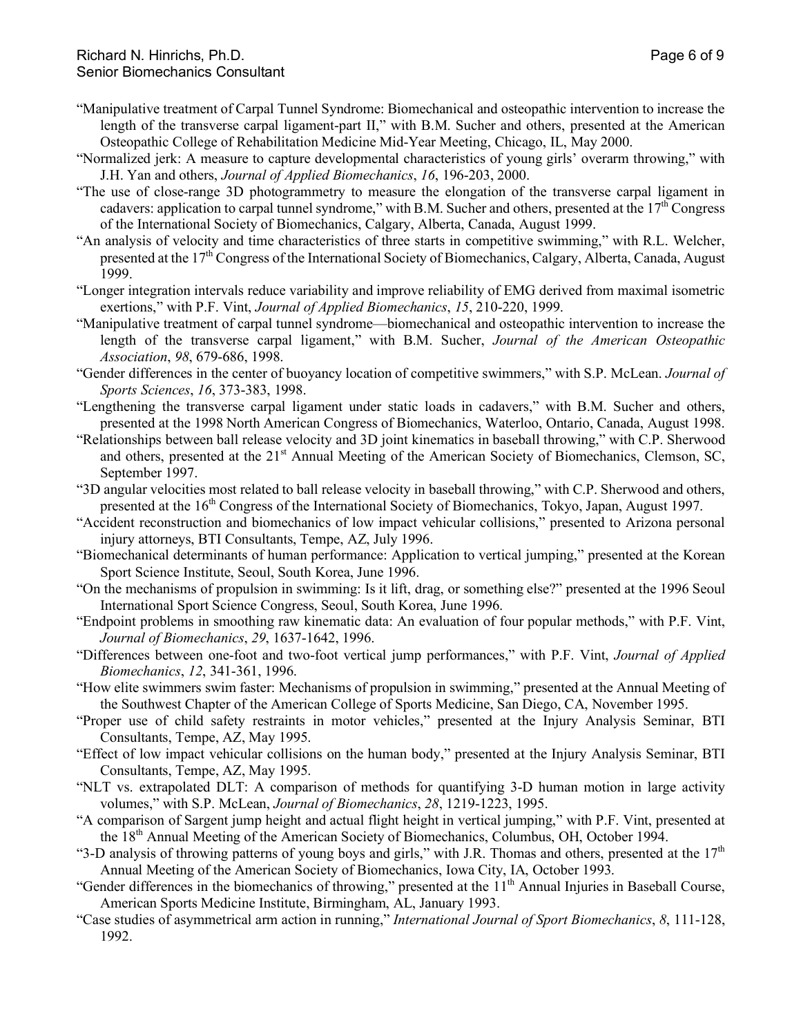"Manipulative treatment of Carpal Tunnel Syndrome: Biomechanical and osteopathic intervention to increase the length of the transverse carpal ligament-part II," with B.M. Sucher and others, presented at the American Osteopathic College of Rehabilitation Medicine Mid-Year Meeting, Chicago, IL, May 2000.

"Normalized jerk: A measure to capture developmental characteristics of young girls' overarm throwing," with J.H. Yan and others, *Journal of Applied Biomechanics*, *16*, 196-203, 2000.

"The use of close-range 3D photogrammetry to measure the elongation of the transverse carpal ligament in cadavers: application to carpal tunnel syndrome," with B.M. Sucher and others, presented at the 17th Congress of the International Society of Biomechanics, Calgary, Alberta, Canada, August 1999.

"An analysis of velocity and time characteristics of three starts in competitive swimming," with R.L. Welcher, presented at the 17th Congress of the International Society of Biomechanics, Calgary, Alberta, Canada, August 1999.

"Longer integration intervals reduce variability and improve reliability of EMG derived from maximal isometric exertions," with P.F. Vint, *Journal of Applied Biomechanics*, *15*, 210-220, 1999.

"Manipulative treatment of carpal tunnel syndrome—biomechanical and osteopathic intervention to increase the length of the transverse carpal ligament," with B.M. Sucher, *Journal of the American Osteopathic Association*, *98*, 679-686, 1998.

"Gender differences in the center of buoyancy location of competitive swimmers," with S.P. McLean. *Journal of Sports Sciences*, *16*, 373-383, 1998.

"Lengthening the transverse carpal ligament under static loads in cadavers," with B.M. Sucher and others, presented at the 1998 North American Congress of Biomechanics, Waterloo, Ontario, Canada, August 1998.

"Relationships between ball release velocity and 3D joint kinematics in baseball throwing," with C.P. Sherwood and others, presented at the 21st Annual Meeting of the American Society of Biomechanics, Clemson, SC, September 1997.

"3D angular velocities most related to ball release velocity in baseball throwing," with C.P. Sherwood and others, presented at the 16th Congress of the International Society of Biomechanics, Tokyo, Japan, August 1997.

"Accident reconstruction and biomechanics of low impact vehicular collisions," presented to Arizona personal injury attorneys, BTI Consultants, Tempe, AZ, July 1996.

"Biomechanical determinants of human performance: Application to vertical jumping," presented at the Korean Sport Science Institute, Seoul, South Korea, June 1996.

"On the mechanisms of propulsion in swimming: Is it lift, drag, or something else?" presented at the 1996 Seoul International Sport Science Congress, Seoul, South Korea, June 1996.

"Endpoint problems in smoothing raw kinematic data: An evaluation of four popular methods," with P.F. Vint, *Journal of Biomechanics*, *29*, 1637-1642, 1996.

"Differences between one-foot and two-foot vertical jump performances," with P.F. Vint, *Journal of Applied Biomechanics*, *12*, 341-361, 1996.

"How elite swimmers swim faster: Mechanisms of propulsion in swimming," presented at the Annual Meeting of the Southwest Chapter of the American College of Sports Medicine, San Diego, CA, November 1995.

"Proper use of child safety restraints in motor vehicles," presented at the Injury Analysis Seminar, BTI Consultants, Tempe, AZ, May 1995.

"Effect of low impact vehicular collisions on the human body," presented at the Injury Analysis Seminar, BTI Consultants, Tempe, AZ, May 1995.

"NLT vs. extrapolated DLT: A comparison of methods for quantifying 3-D human motion in large activity volumes," with S.P. McLean, *Journal of Biomechanics*, *28*, 1219-1223, 1995.

"A comparison of Sargent jump height and actual flight height in vertical jumping," with P.F. Vint, presented at the 18th Annual Meeting of the American Society of Biomechanics, Columbus, OH, October 1994.

"3-D analysis of throwing patterns of young boys and girls," with J.R. Thomas and others, presented at the 17th Annual Meeting of the American Society of Biomechanics, Iowa City, IA, October 1993.

"Gender differences in the biomechanics of throwing," presented at the 11th Annual Injuries in Baseball Course, American Sports Medicine Institute, Birmingham, AL, January 1993.

"Case studies of asymmetrical arm action in running," *International Journal of Sport Biomechanics*, *8*, 111-128, 1992.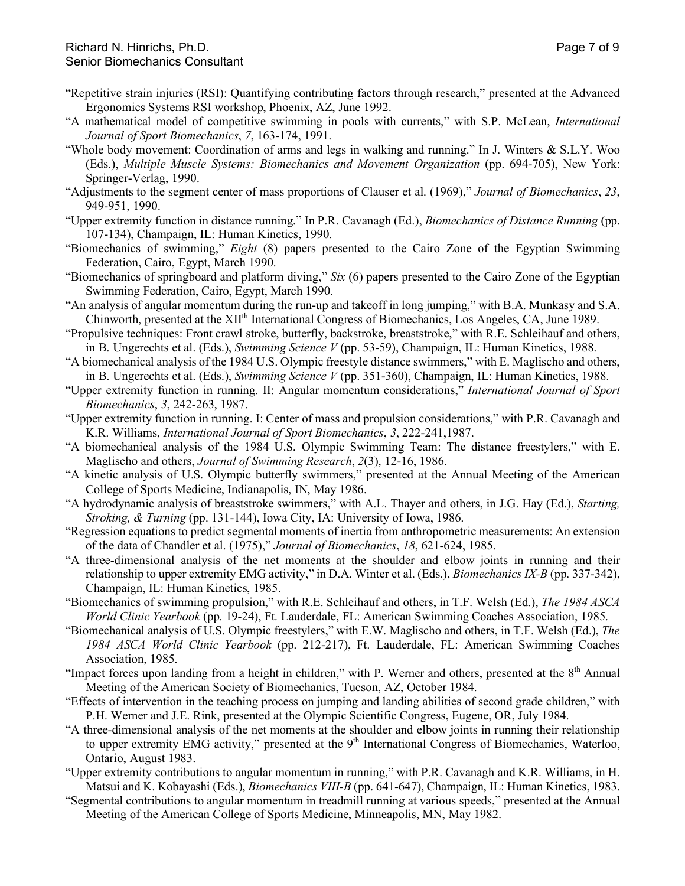"Repetitive strain injuries (RSI): Quantifying contributing factors through research," presented at the Advanced Ergonomics Systems RSI workshop, Phoenix, AZ, June 1992.

"A mathematical model of competitive swimming in pools with currents," with S.P. McLean, *International Journal of Sport Biomechanics*, *7*, 163-174, 1991.

"Whole body movement: Coordination of arms and legs in walking and running." In J. Winters & S.L.Y. Woo (Eds.), *Multiple Muscle Systems: Biomechanics and Movement Organization* (pp. 694-705), New York: Springer-Verlag, 1990.

"Adjustments to the segment center of mass proportions of Clauser et al. (1969)," *Journal of Biomechanics*, *23*, 949-951, 1990.

"Upper extremity function in distance running." In P.R. Cavanagh (Ed.), *Biomechanics of Distance Running* (pp. 107-134), Champaign, IL: Human Kinetics, 1990.

"Biomechanics of swimming," *Eight* (8) papers presented to the Cairo Zone of the Egyptian Swimming Federation, Cairo, Egypt, March 1990.

"Biomechanics of springboard and platform diving," *Six* (6) papers presented to the Cairo Zone of the Egyptian Swimming Federation, Cairo, Egypt, March 1990.

"An analysis of angular momentum during the run-up and takeoff in long jumping," with B.A. Munkasy and S.A. Chinworth, presented at the XII[th] International Congress of Biomechanics, Los Angeles, CA, June 1989.

"Propulsive techniques: Front crawl stroke, butterfly, backstroke, breaststroke," with R.E. Schleihauf and others, in B. Ungerechts et al. (Eds.), *Swimming Science V* (pp. 53-59), Champaign, IL: Human Kinetics, 1988.

"A biomechanical analysis of the 1984 U.S. Olympic freestyle distance swimmers," with E. Maglischo and others, in B. Ungerechts et al. (Eds.), *Swimming Science V* (pp. 351-360), Champaign, IL: Human Kinetics, 1988.

"Upper extremity function in running. II: Angular momentum considerations," *International Journal of Sport Biomechanics*, *3*, 242-263, 1987.

"Upper extremity function in running. I: Center of mass and propulsion considerations," with P.R. Cavanagh and K.R. Williams, *International Journal of Sport Biomechanics*, *3*, 222-241,1987.

"A biomechanical analysis of the 1984 U.S. Olympic Swimming Team: The distance freestylers," with E. Maglischo and others, *Journal of Swimming Research*, *2*(3), 12-16, 1986.

"A kinetic analysis of U.S. Olympic butterfly swimmers," presented at the Annual Meeting of the American College of Sports Medicine, Indianapolis, IN, May 1986.

"A hydrodynamic analysis of breaststroke swimmers," with A.L. Thayer and others, in J.G. Hay (Ed.), *Starting, Stroking, & Turning* (pp. 131-144), Iowa City, IA: University of Iowa, 1986.

"Regression equations to predict segmental moments of inertia from anthropometric measurements: An extension of the data of Chandler et al. (1975)," *Journal of Biomechanics*, *18*, 621-624, 1985.

"A three-dimensional analysis of the net moments at the shoulder and elbow joints in running and their relationship to upper extremity EMG activity," in D.A. Winter et al. (Eds.), *Biomechanics IX-B* (pp. 337-342), Champaign, IL: Human Kinetics, 1985.

"Biomechanics of swimming propulsion," with R.E. Schleihauf and others, in T.F. Welsh (Ed.), *The 1984 ASCA World Clinic Yearbook* (pp. 19-24), Ft. Lauderdale, FL: American Swimming Coaches Association, 1985.

"Biomechanical analysis of U.S. Olympic freestylers," with E.W. Maglischo and others, in T.F. Welsh (Ed.), *The 1984 ASCA World Clinic Yearbook* (pp. 212-217), Ft. Lauderdale, FL: American Swimming Coaches Association, 1985.

"Impact forces upon landing from a height in children," with P. Werner and others, presented at the 8[th] Annual Meeting of the American Society of Biomechanics, Tucson, AZ, October 1984.

"Effects of intervention in the teaching process on jumping and landing abilities of second grade children," with P.H. Werner and J.E. Rink, presented at the Olympic Scientific Congress, Eugene, OR, July 1984.

"A three-dimensional analysis of the net moments at the shoulder and elbow joints in running their relationship to upper extremity EMG activity," presented at the 9[th] International Congress of Biomechanics, Waterloo, Ontario, August 1983.

"Upper extremity contributions to angular momentum in running," with P.R. Cavanagh and K.R. Williams, in H. Matsui and K. Kobayashi (Eds.), *Biomechanics VIII-B* (pp. 641-647), Champaign, IL: Human Kinetics, 1983.

"Segmental contributions to angular momentum in treadmill running at various speeds," presented at the Annual Meeting of the American College of Sports Medicine, Minneapolis, MN, May 1982.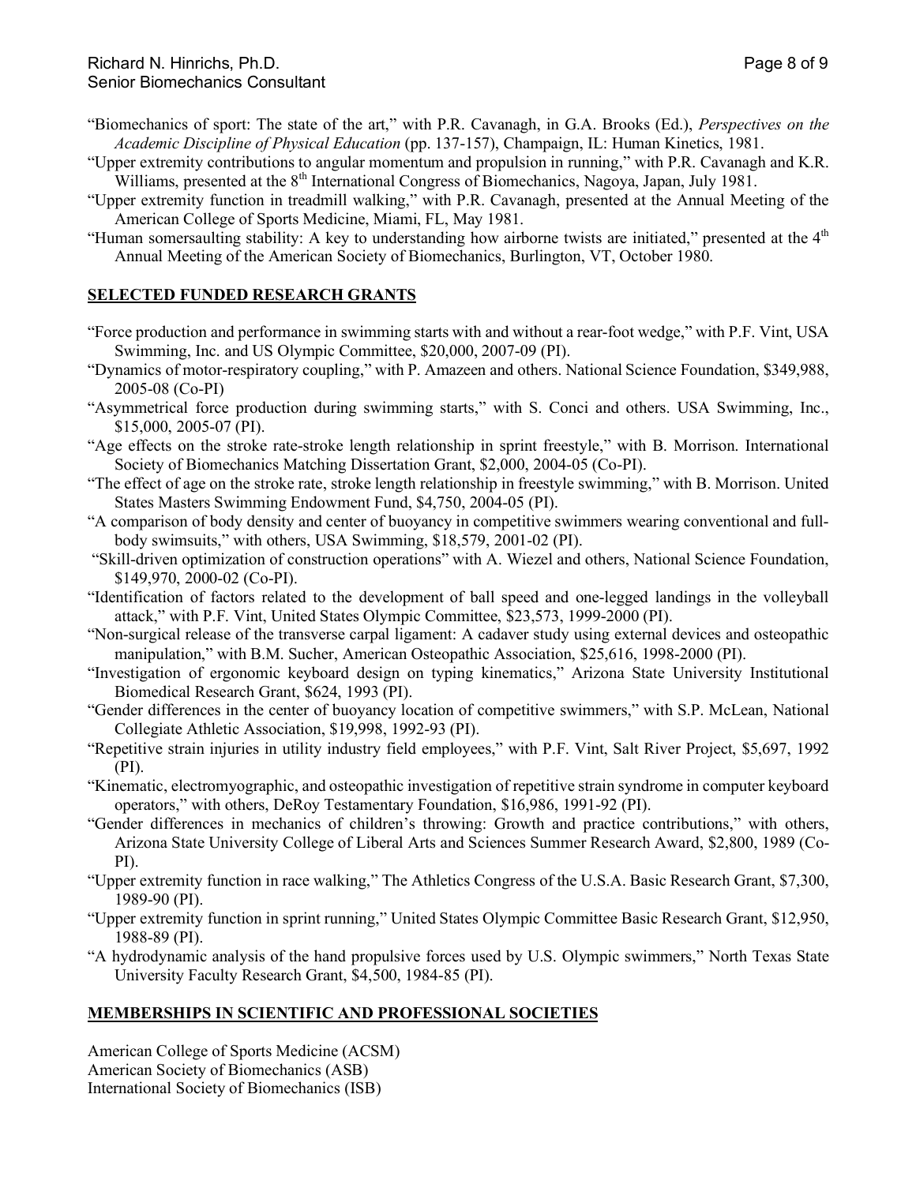"Biomechanics of sport: The state of the art," with P.R. Cavanagh, in G.A. Brooks (Ed.), *Perspectives on the Academic Discipline of Physical Education* (pp. 137-157), Champaign, IL: Human Kinetics, 1981.

"Upper extremity contributions to angular momentum and propulsion in running," with P.R. Cavanagh and K.R. Williams, presented at the 8th International Congress of Biomechanics, Nagoya, Japan, July 1981.

"Upper extremity function in treadmill walking," with P.R. Cavanagh, presented at the Annual Meeting of the American College of Sports Medicine, Miami, FL, May 1981.

"Human somersaulting stability: A key to understanding how airborne twists are initiated," presented at the 4th Annual Meeting of the American Society of Biomechanics, Burlington, VT, October 1980.

## SELECTED FUNDED RESEARCH GRANTS

"Force production and performance in swimming starts with and without a rear-foot wedge," with P.F. Vint, USA Swimming, Inc. and US Olympic Committee, $20,000, 2007-09 (PI).

"Dynamics of motor-respiratory coupling," with P. Amazeen and others. National Science Foundation, $349,988, 2005-08 (Co-PI)

"Asymmetrical force production during swimming starts," with S. Conci and others. USA Swimming, Inc., $15,000, 2005-07 (PI).

"Age effects on the stroke rate-stroke length relationship in sprint freestyle," with B. Morrison. International Society of Biomechanics Matching Dissertation Grant, $2,000, 2004-05 (Co-PI).

"The effect of age on the stroke rate, stroke length relationship in freestyle swimming," with B. Morrison. United States Masters Swimming Endowment Fund, $4,750, 2004-05 (PI).

"A comparison of body density and center of buoyancy in competitive swimmers wearing conventional and full-body swimsuits," with others, USA Swimming, $18,579, 2001-02 (PI).

"Skill-driven optimization of construction operations" with A. Wiezel and others, National Science Foundation, $149,970, 2000-02 (Co-PI).

"Identification of factors related to the development of ball speed and one-legged landings in the volleyball attack," with P.F. Vint, United States Olympic Committee, $23,573, 1999-2000 (PI).

"Non-surgical release of the transverse carpal ligament: A cadaver study using external devices and osteopathic manipulation," with B.M. Sucher, American Osteopathic Association, $25,616, 1998-2000 (PI).

"Investigation of ergonomic keyboard design on typing kinematics," Arizona State University Institutional Biomedical Research Grant, $624, 1993 (PI).

"Gender differences in the center of buoyancy location of competitive swimmers," with S.P. McLean, National Collegiate Athletic Association, $19,998, 1992-93 (PI).

"Repetitive strain injuries in utility industry field employees," with P.F. Vint, Salt River Project, $5,697, 1992 (PI).

"Kinematic, electromyographic, and osteopathic investigation of repetitive strain syndrome in computer keyboard operators," with others, DeRoy Testamentary Foundation, $16,986, 1991-92 (PI).

"Gender differences in mechanics of children's throwing: Growth and practice contributions," with others, Arizona State University College of Liberal Arts and Sciences Summer Research Award, $2,800, 1989 (Co-PI).

"Upper extremity function in race walking," The Athletics Congress of the U.S.A. Basic Research Grant, $7,300, 1989-90 (PI).

"Upper extremity function in sprint running," United States Olympic Committee Basic Research Grant, $12,950, 1988-89 (PI).

"A hydrodynamic analysis of the hand propulsive forces used by U.S. Olympic swimmers," North Texas State University Faculty Research Grant, $4,500, 1984-85 (PI).

## MEMBERSHIPS IN SCIENTIFIC AND PROFESSIONAL SOCIETIES

American College of Sports Medicine (ACSM)
American Society of Biomechanics (ASB)
International Society of Biomechanics (ISB)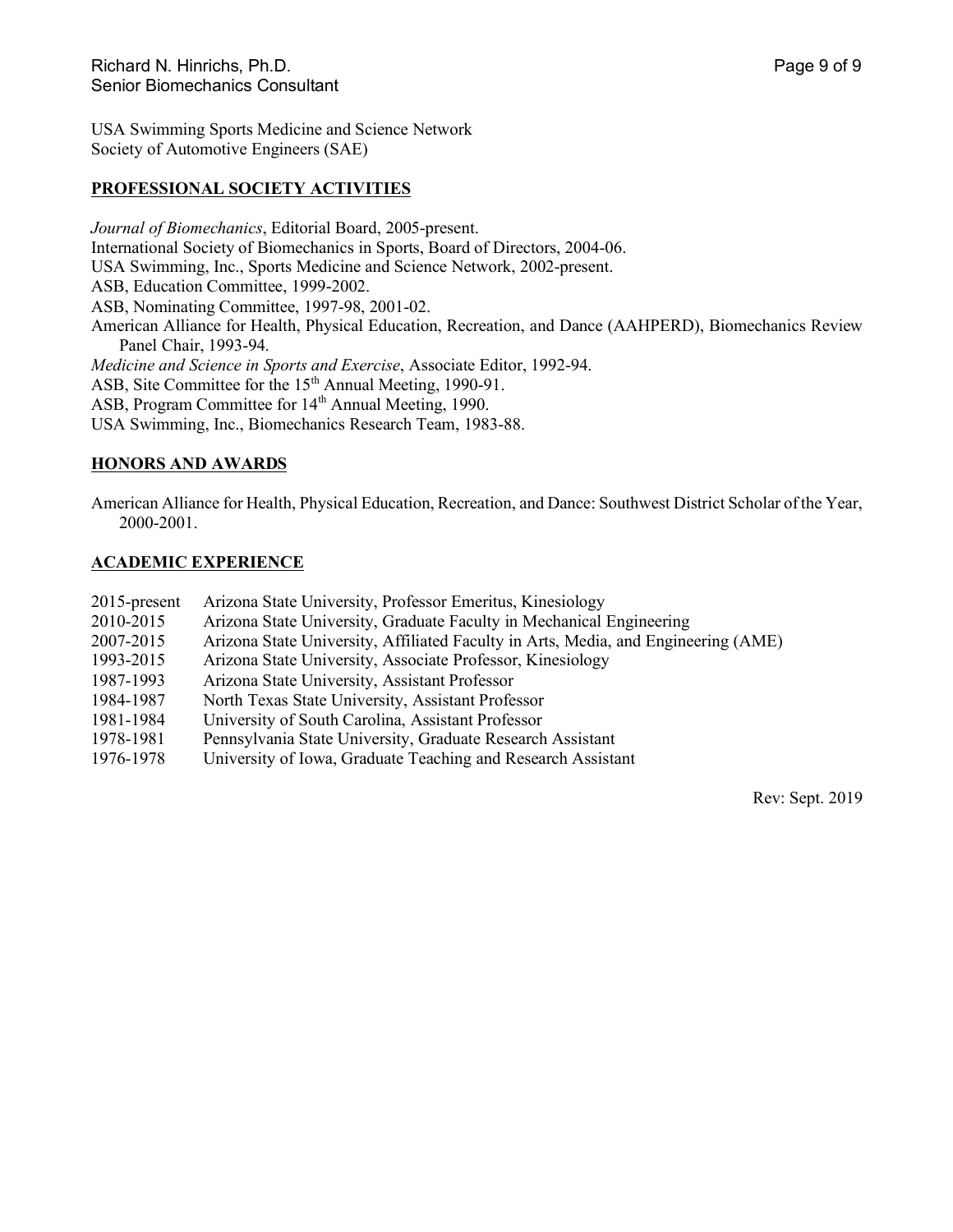USA Swimming Sports Medicine and Science Network
Society of Automotive Engineers (SAE)

## PROFESSIONAL SOCIETY ACTIVITIES

*Journal of Biomechanics*, Editorial Board, 2005-present.
International Society of Biomechanics in Sports, Board of Directors, 2004-06.
USA Swimming, Inc., Sports Medicine and Science Network, 2002-present.
ASB, Education Committee, 1999-2002.
ASB, Nominating Committee, 1997-98, 2001-02.
American Alliance for Health, Physical Education, Recreation, and Dance (AAHPERD), Biomechanics Review Panel Chair, 1993-94.
*Medicine and Science in Sports and Exercise*, Associate Editor, 1992-94.
ASB, Site Committee for the 15th Annual Meeting, 1990-91.
ASB, Program Committee for 14th Annual Meeting, 1990.
USA Swimming, Inc., Biomechanics Research Team, 1983-88.

## HONORS AND AWARDS

American Alliance for Health, Physical Education, Recreation, and Dance: Southwest District Scholar of the Year, 2000-2001.

## ACADEMIC EXPERIENCE

| | |
|---|---|
| 2015-present | Arizona State University, Professor Emeritus, Kinesiology |
| 2010-2015 | Arizona State University, Graduate Faculty in Mechanical Engineering |
| 2007-2015 | Arizona State University, Affiliated Faculty in Arts, Media, and Engineering (AME) |
| 1993-2015 | Arizona State University, Associate Professor, Kinesiology |
| 1987-1993 | Arizona State University, Assistant Professor |
| 1984-1987 | North Texas State University, Assistant Professor |
| 1981-1984 | University of South Carolina, Assistant Professor |
| 1978-1981 | Pennsylvania State University, Graduate Research Assistant |
| 1976-1978 | University of Iowa, Graduate Teaching and Research Assistant |

Rev: Sept. 2019